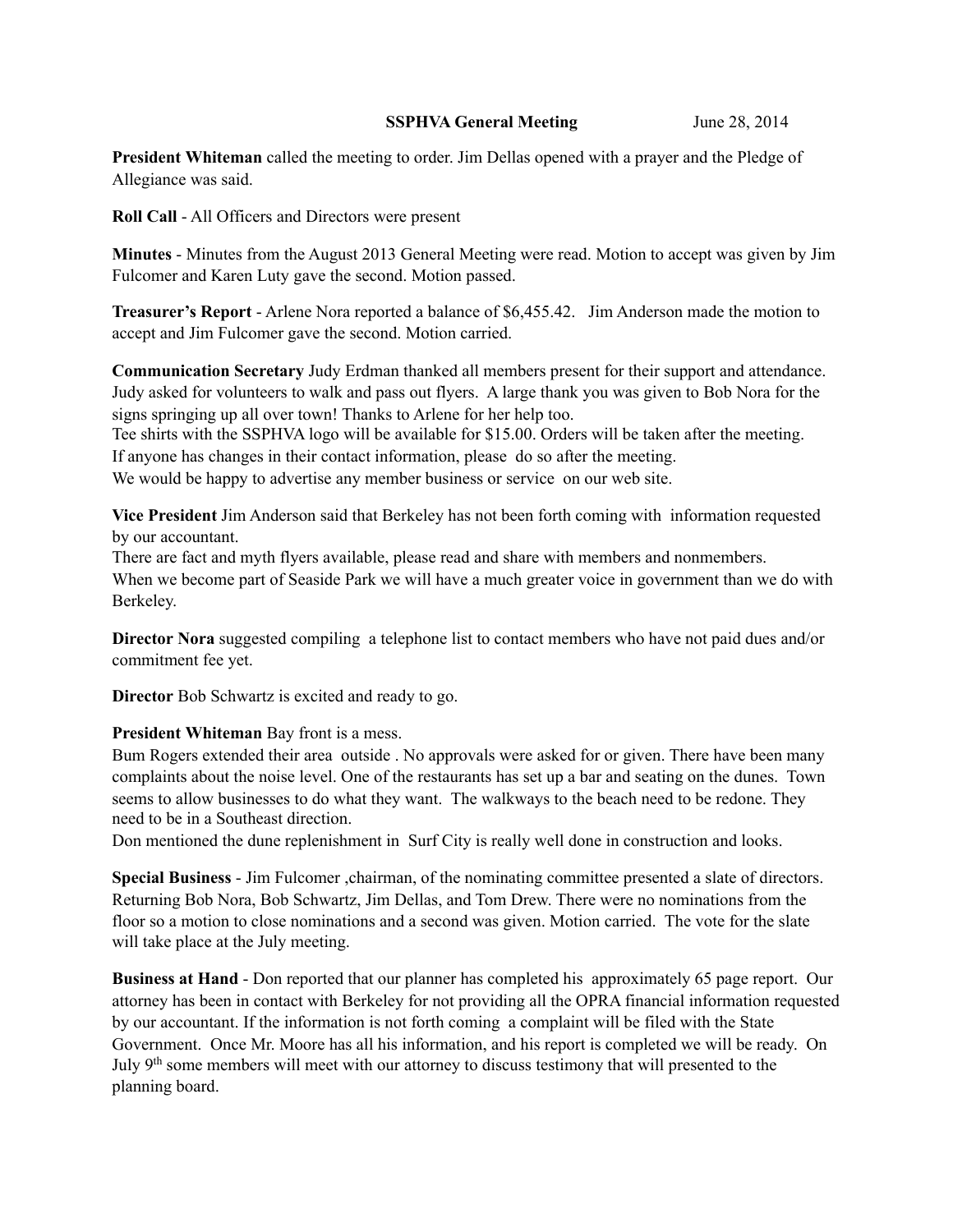**SSPHVA General Meeting** June 28, 2014

**President Whiteman** called the meeting to order. Jim Dellas opened with a prayer and the Pledge of Allegiance was said.

**Roll Call** - All Officers and Directors were present

**Minutes** - Minutes from the August 2013 General Meeting were read. Motion to accept was given by Jim Fulcomer and Karen Luty gave the second. Motion passed.

**Treasurer's Report** - Arlene Nora reported a balance of $6,455.42. Jim Anderson made the motion to accept and Jim Fulcomer gave the second. Motion carried.

**Communication Secretary** Judy Erdman thanked all members present for their support and attendance. Judy asked for volunteers to walk and pass out flyers. A large thank you was given to Bob Nora for the signs springing up all over town! Thanks to Arlene for her help too.
Tee shirts with the SSPHVA logo will be available for $15.00. Orders will be taken after the meeting.
If anyone has changes in their contact information, please do so after the meeting.
We would be happy to advertise any member business or service on our web site.

**Vice President** Jim Anderson said that Berkeley has not been forth coming with information requested by our accountant.
There are fact and myth flyers available, please read and share with members and nonmembers.
When we become part of Seaside Park we will have a much greater voice in government than we do with Berkeley.

**Director Nora** suggested compiling a telephone list to contact members who have not paid dues and/or commitment fee yet.

**Director** Bob Schwartz is excited and ready to go.

**President Whiteman** Bay front is a mess.
Bum Rogers extended their area outside . No approvals were asked for or given. There have been many complaints about the noise level. One of the restaurants has set up a bar and seating on the dunes. Town seems to allow businesses to do what they want. The walkways to the beach need to be redone. They need to be in a Southeast direction.
Don mentioned the dune replenishment in Surf City is really well done in construction and looks.

**Special Business** - Jim Fulcomer ,chairman, of the nominating committee presented a slate of directors. Returning Bob Nora, Bob Schwartz, Jim Dellas, and Tom Drew. There were no nominations from the floor so a motion to close nominations and a second was given. Motion carried. The vote for the slate will take place at the July meeting.

**Business at Hand** - Don reported that our planner has completed his approximately 65 page report. Our attorney has been in contact with Berkeley for not providing all the OPRA financial information requested by our accountant. If the information is not forth coming a complaint will be filed with the State Government. Once Mr. Moore has all his information, and his report is completed we will be ready. On July 9th some members will meet with our attorney to discuss testimony that will presented to the planning board.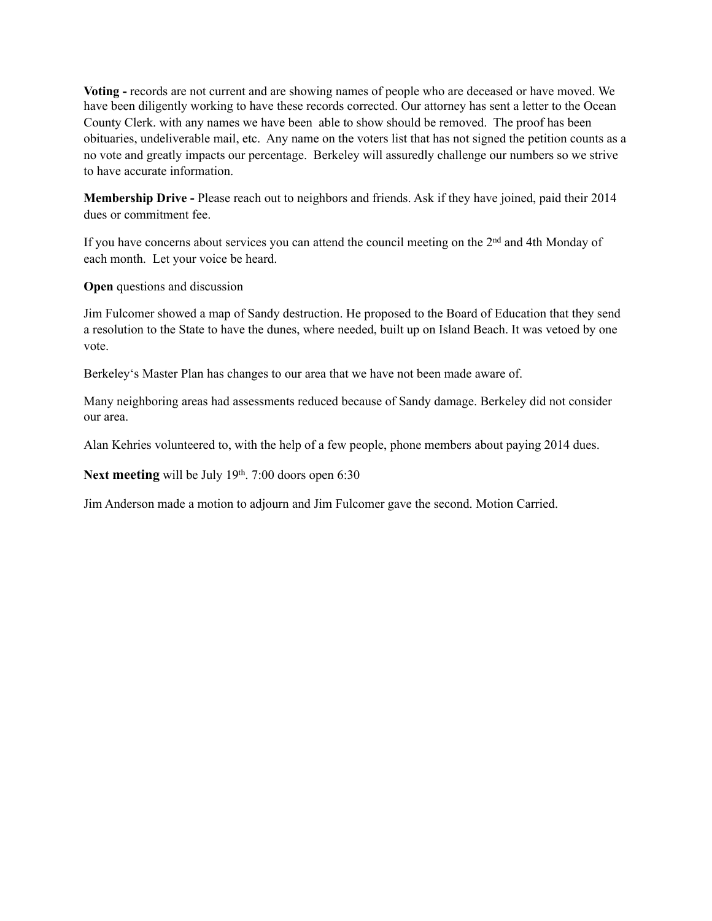**Voting -** records are not current and are showing names of people who are deceased or have moved. We have been diligently working to have these records corrected. Our attorney has sent a letter to the Ocean County Clerk. with any names we have been able to show should be removed. The proof has been obituaries, undeliverable mail, etc. Any name on the voters list that has not signed the petition counts as a no vote and greatly impacts our percentage. Berkeley will assuredly challenge our numbers so we strive to have accurate information.

**Membership Drive -** Please reach out to neighbors and friends. Ask if they have joined, paid their 2014 dues or commitment fee.

If you have concerns about services you can attend the council meeting on the 2nd and 4th Monday of each month. Let your voice be heard.

**Open** questions and discussion

Jim Fulcomer showed a map of Sandy destruction. He proposed to the Board of Education that they send a resolution to the State to have the dunes, where needed, built up on Island Beach. It was vetoed by one vote.

Berkeley's Master Plan has changes to our area that we have not been made aware of.

Many neighboring areas had assessments reduced because of Sandy damage. Berkeley did not consider our area.

Alan Kehries volunteered to, with the help of a few people, phone members about paying 2014 dues.

**Next meeting** will be July 19th. 7:00 doors open 6:30

Jim Anderson made a motion to adjourn and Jim Fulcomer gave the second. Motion Carried.